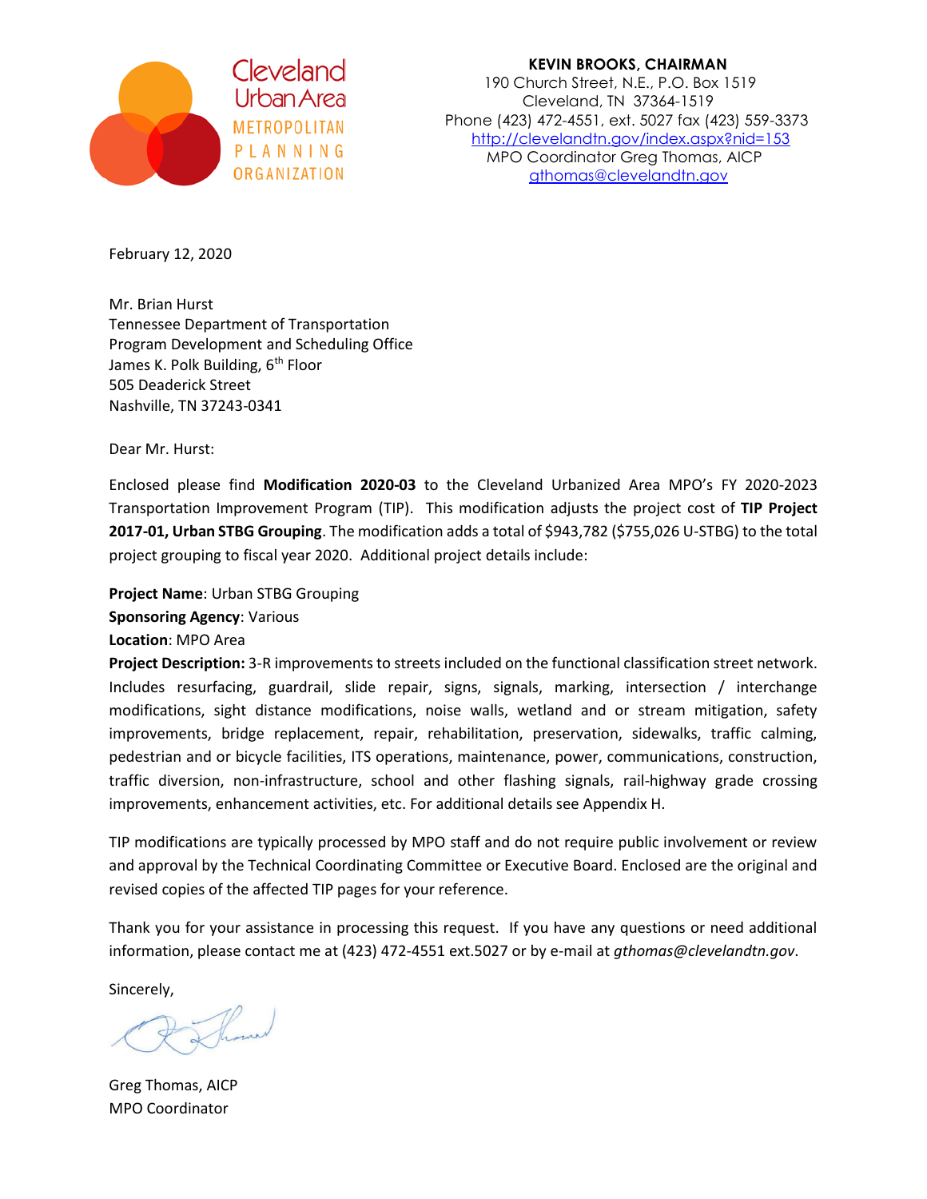Cleveland Urban Area
METROPOLITAN PLANNING ORGANIZATION

**KEVIN BROOKS, CHAIRMAN**
190 Church Street, N.E., P.O. Box 1519
Cleveland, TN 37364-1519
Phone (423) 472-4551, ext. 5027 fax (423) 559-3373
http://clevelandtn.gov/index.aspx?nid=153
MPO Coordinator Greg Thomas, AICP
gthomas@clevelandtn.gov

February 12, 2020

Mr. Brian Hurst
Tennessee Department of Transportation
Program Development and Scheduling Office
James K. Polk Building, 6th Floor
505 Deaderick Street
Nashville, TN 37243-0341

Dear Mr. Hurst:

Enclosed please find **Modification 2020-03** to the Cleveland Urbanized Area MPO's FY 2020-2023 Transportation Improvement Program (TIP). This modification adjusts the project cost of **TIP Project 2017-01, Urban STBG Grouping**. The modification adds a total of $943,782 ($755,026 U-STBG) to the total project grouping to fiscal year 2020. Additional project details include:

**Project Name**: Urban STBG Grouping
**Sponsoring Agency**: Various
**Location**: MPO Area
**Project Description:** 3-R improvements to streets included on the functional classification street network. Includes resurfacing, guardrail, slide repair, signs, signals, marking, intersection / interchange modifications, sight distance modifications, noise walls, wetland and or stream mitigation, safety improvements, bridge replacement, repair, rehabilitation, preservation, sidewalks, traffic calming, pedestrian and or bicycle facilities, ITS operations, maintenance, power, communications, construction, traffic diversion, non-infrastructure, school and other flashing signals, rail-highway grade crossing improvements, enhancement activities, etc. For additional details see Appendix H.

TIP modifications are typically processed by MPO staff and do not require public involvement or review and approval by the Technical Coordinating Committee or Executive Board. Enclosed are the original and revised copies of the affected TIP pages for your reference.

Thank you for your assistance in processing this request. If you have any questions or need additional information, please contact me at (423) 472-4551 ext.5027 or by e-mail at *gthomas@clevelandtn.gov*.

Sincerely,

Greg Thomas, AICP
MPO Coordinator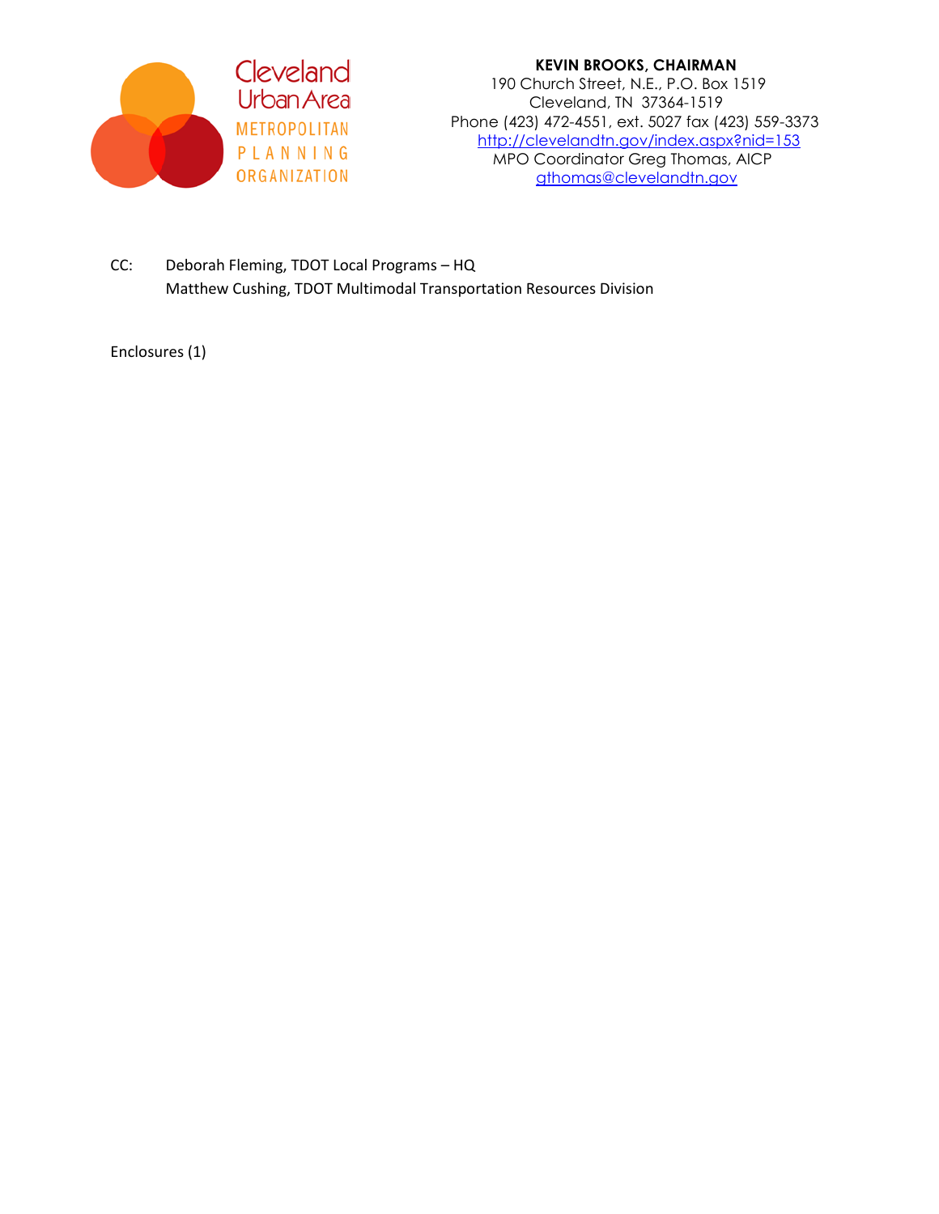Cleveland Urban Area METROPOLITAN PLANNING ORGANIZATION

**KEVIN BROOKS, CHAIRMAN**
190 Church Street, N.E., P.O. Box 1519
Cleveland, TN 37364-1519
Phone (423) 472-4551, ext. 5027 fax (423) 559-3373
http://clevelandtn.gov/index.aspx?nid=153
MPO Coordinator Greg Thomas, AICP
gthomas@clevelandtn.gov

CC: Deborah Fleming, TDOT Local Programs – HQ
Matthew Cushing, TDOT Multimodal Transportation Resources Division

Enclosures (1)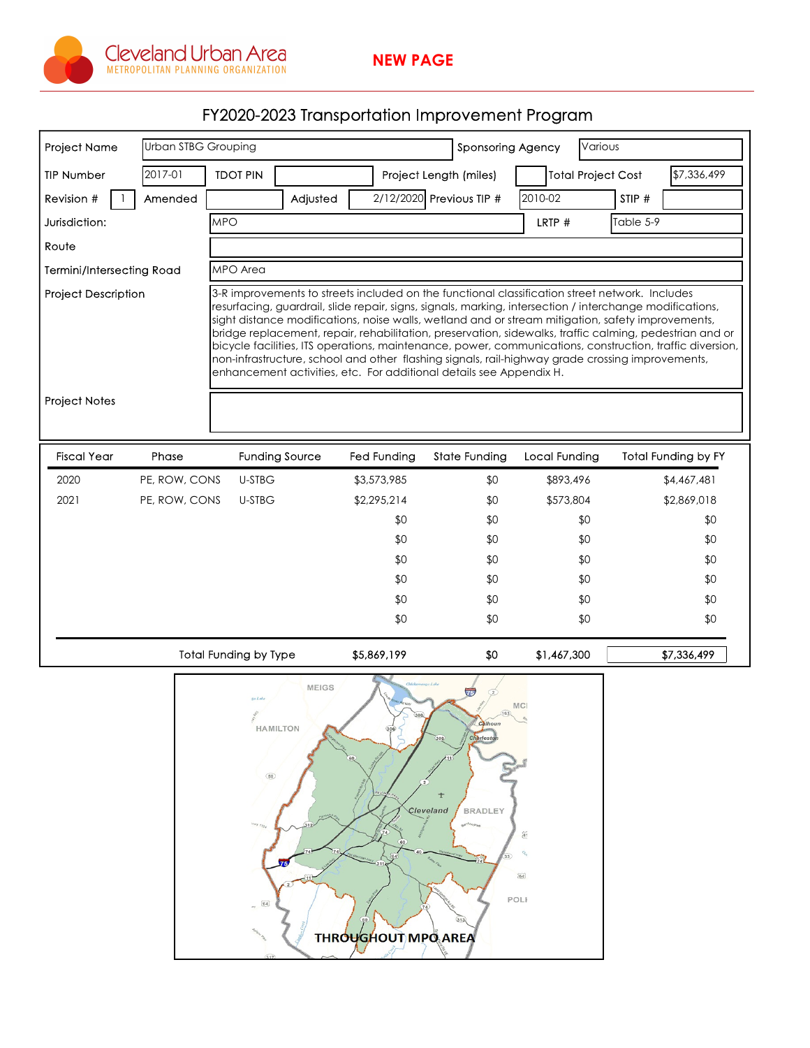Cleveland Urban Area
METROPOLITAN PLANNING ORGANIZATION

**NEW PAGE**

# FY2020-2023 Transportation Improvement Program

| | | | | | |
|---|---|---|---|---|---|
| Project Name | Urban STBG Grouping | Sponsoring Agency | Various | | |
| TIP Number | 2017-01 | TDOT PIN | | Project Length (miles) | |
| Total Project Cost | $7,336,499 | | | | |
| Revision # | 1 | Amended | | Adjusted | 2/12/2020 |
| Previous TIP # | 2010-02 | STIP # | | | |
| Jurisdiction: | MPO | LRTP # | Table 5-9 | | |
| Route | | | | | |
| Termini/Intersecting Road | MPO Area | | | | |
| Project Description | 3-R improvements to streets included on the functional classification street network. Includes resurfacing, guardrail, slide repair, signs, signals, marking, intersection / interchange modifications, sight distance modifications, noise walls, wetland and or stream mitigation, safety improvements, bridge replacement, repair, rehabilitation, preservation, sidewalks, traffic calming, pedestrian and or bicycle facilities, ITS operations, maintenance, power, communications, construction, traffic diversion, non-infrastructure, school and other flashing signals, rail-highway grade crossing improvements, enhancement activities, etc. For additional details see Appendix H. | | | | |
| Project Notes | | | | | |

| Fiscal Year | Phase | Funding Source | Fed Funding | State Funding | Local Funding | Total Funding by FY |
|---|---|---|---|---|---|---|
| 2020 | PE, ROW, CONS | U-STBG | $3,573,985 | $0 | $893,496 | $4,467,481 |
| 2021 | PE, ROW, CONS | U-STBG | $2,295,214 | $0 | $573,804 | $2,869,018 |
| | | | $0 | $0 | $0 | $0 |
| | | | $0 | $0 | $0 | $0 |
| | | | $0 | $0 | $0 | $0 |
| | | | $0 | $0 | $0 | $0 |
| | | | $0 | $0 | $0 | $0 |
| | | | $0 | $0 | $0 | $0 |
| | | Total Funding by Type | $5,869,199 | $0 | $1,467,300 | $7,336,499 |

THROUGHOUT MPO AREA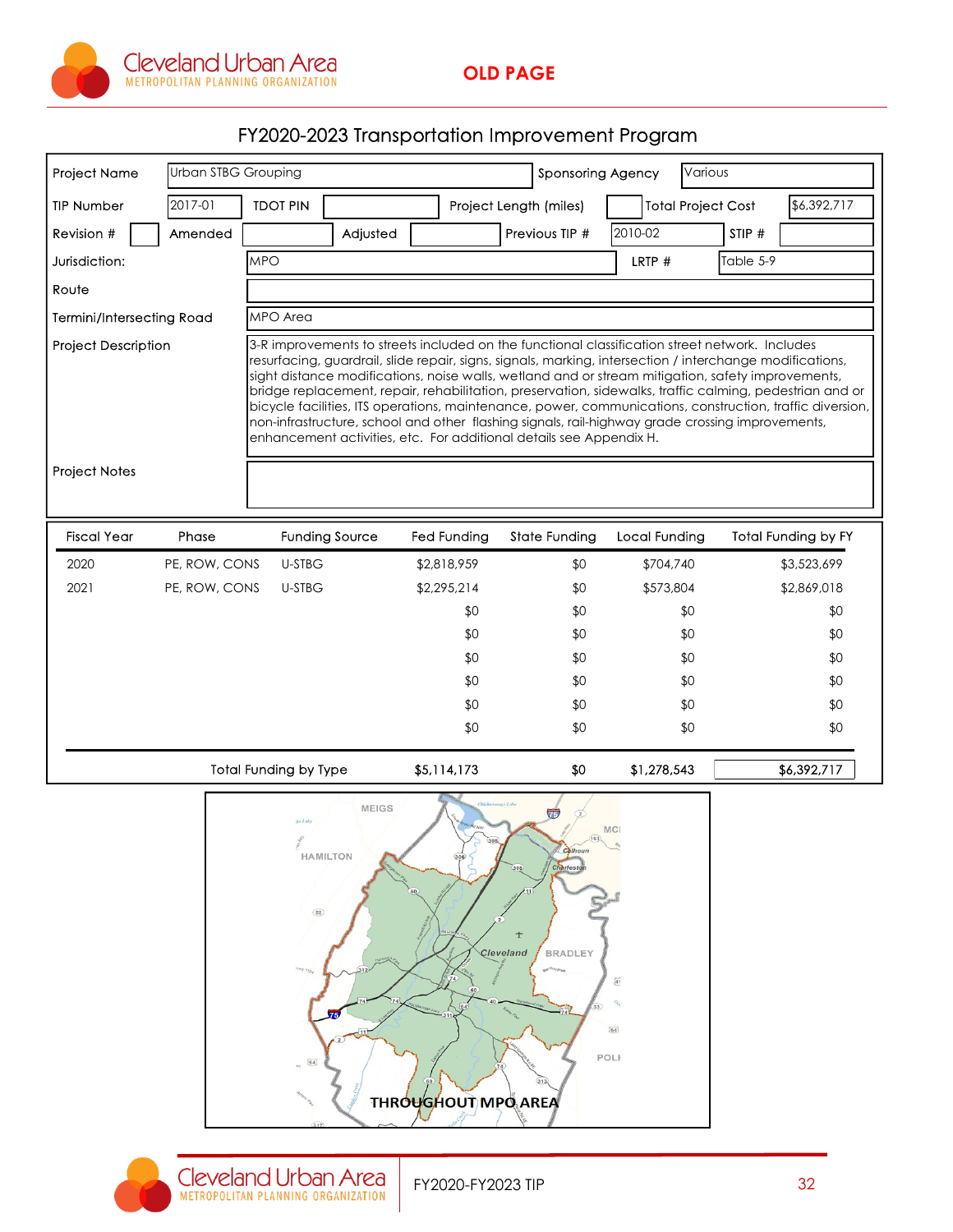OLD PAGE

## FY2020-2023 Transportation Improvement Program

| | | | | | | | |
|---|---|---|---|---|---|---|---|
| Project Name | Urban STBG Grouping | | | Sponsoring Agency | Various | | |
| TIP Number | 2017-01 | TDOT PIN | | Project Length (miles) | | Total Project Cost | $6,392,717 |
| Revision # | | Amended | | Adjusted | | Previous TIP # | 2010-02 |
| STIP # | | | | | | | |
| Jurisdiction: | MPO | | | LRTP # | Table 5-9 | | |
| Route | | | | | | | |
| Termini/Intersecting Road | MPO Area | | | | | | |
| Project Description | 3-R improvements to streets included on the functional classification street network. Includes resurfacing, guardrail, slide repair, signs, signals, marking, intersection / interchange modifications, sight distance modifications, noise walls, wetland and or stream mitigation, safety improvements, bridge replacement, repair, rehabilitation, preservation, sidewalks, traffic calming, pedestrian and or bicycle facilities, ITS operations, maintenance, power, communications, construction, traffic diversion, non-infrastructure, school and other flashing signals, rail-highway grade crossing improvements, enhancement activities, etc. For additional details see Appendix H. | | | | | | |
| Project Notes | | | | | | | |

| Fiscal Year | Phase | Funding Source | Fed Funding | State Funding | Local Funding | Total Funding by FY |
|---|---|---|---|---|---|---|
| 2020 | PE, ROW, CONS | U-STBG | $2,818,959 | $0 | $704,740 | $3,523,699 |
| 2021 | PE, ROW, CONS | U-STBG | $2,295,214 | $0 | $573,804 | $2,869,018 |
| | | | $0 | $0 | $0 | $0 |
| | | | $0 | $0 | $0 | $0 |
| | | | $0 | $0 | $0 | $0 |
| | | | $0 | $0 | $0 | $0 |
| | | | $0 | $0 | $0 | $0 |
| | | | $0 | $0 | $0 | $0 |
| | | Total Funding by Type | $5,114,173 | $0 | $1,278,543 | $6,392,717 |

MEIGS
HAMILTON
Cleveland
BRADLEY
Calhoun
Charleston
POLK
THROUGHOUT MPO AREA